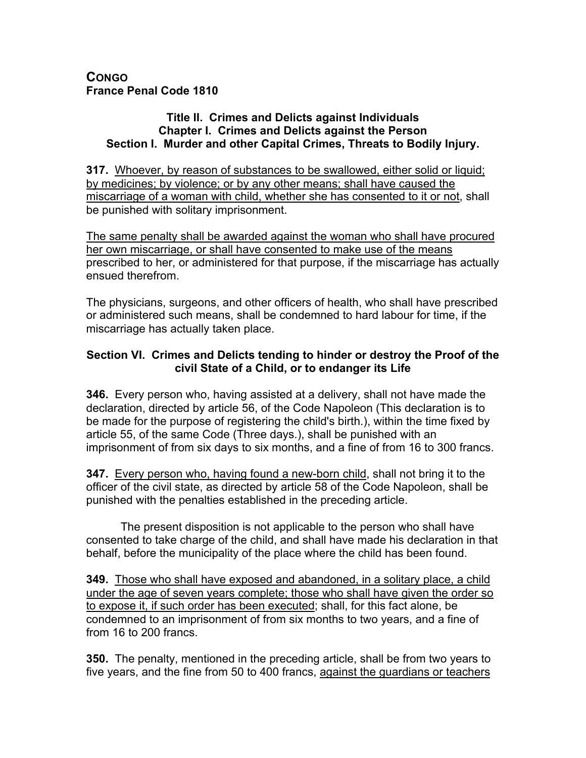# **Congo**
**France Penal Code 1810**

### Title II. Crimes and Delicts against Individuals
### Chapter I. Crimes and Delicts against the Person
### Section I. Murder and other Capital Crimes, Threats to Bodily Injury.

**317.** Whoever, by reason of substances to be swallowed, either solid or liquid; by medicines; by violence; or by any other means; shall have caused the miscarriage of a woman with child, whether she has consented to it or not, shall be punished with solitary imprisonment.

The same penalty shall be awarded against the woman who shall have procured her own miscarriage, or shall have consented to make use of the means prescribed to her, or administered for that purpose, if the miscarriage has actually ensued therefrom.

The physicians, surgeons, and other officers of health, who shall have prescribed or administered such means, shall be condemned to hard labour for time, if the miscarriage has actually taken place.

### Section VI. Crimes and Delicts tending to hinder or destroy the Proof of the civil State of a Child, or to endanger its Life

**346.** Every person who, having assisted at a delivery, shall not have made the declaration, directed by article 56, of the Code Napoleon (This declaration is to be made for the purpose of registering the child's birth.), within the time fixed by article 55, of the same Code (Three days.), shall be punished with an imprisonment of from six days to six months, and a fine of from 16 to 300 francs.

**347.** Every person who, having found a new-born child, shall not bring it to the officer of the civil state, as directed by article 58 of the Code Napoleon, shall be punished with the penalties established in the preceding article.

The present disposition is not applicable to the person who shall have consented to take charge of the child, and shall have made his declaration in that behalf, before the municipality of the place where the child has been found.

**349.** Those who shall have exposed and abandoned, in a solitary place, a child under the age of seven years complete; those who shall have given the order so to expose it, if such order has been executed; shall, for this fact alone, be condemned to an imprisonment of from six months to two years, and a fine of from 16 to 200 francs.

**350.** The penalty, mentioned in the preceding article, shall be from two years to five years, and the fine from 50 to 400 francs, against the guardians or teachers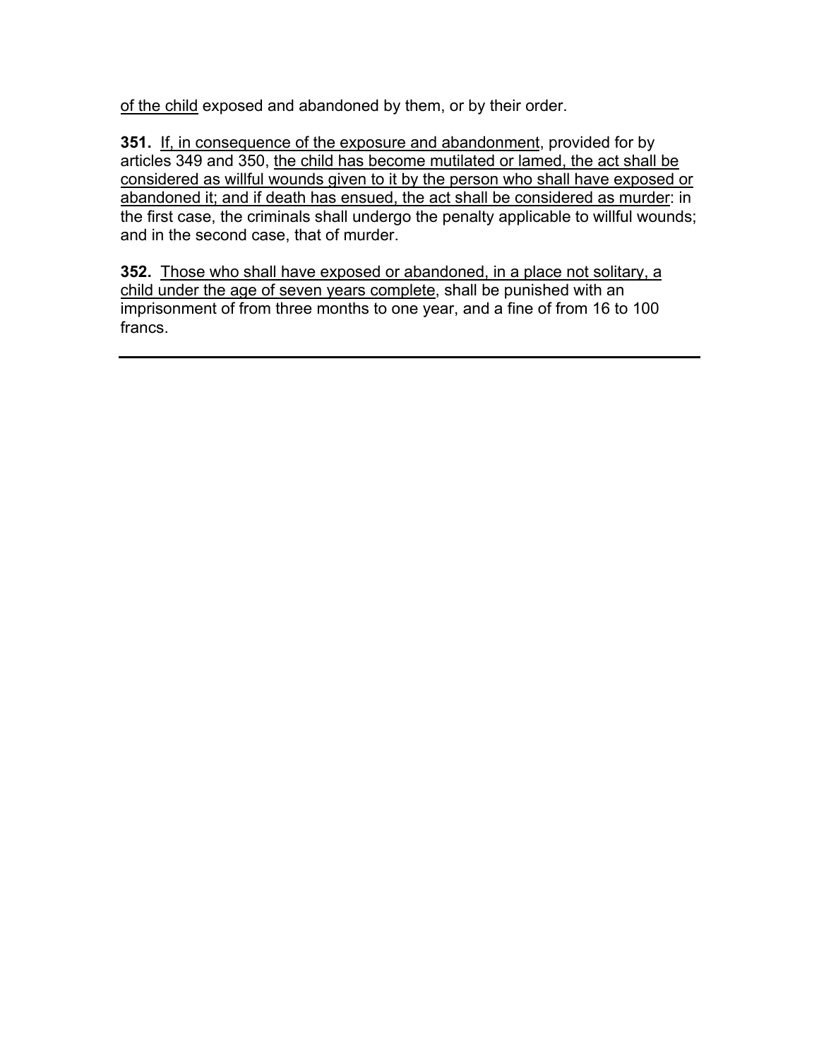<u>of the child</u> exposed and abandoned by them, or by their order.

**351.** <u>If, in consequence of the exposure and abandonment</u>, provided for by articles 349 and 350, <u>the child has become mutilated or lamed, the act shall be considered as willful wounds given to it by the person who shall have exposed or abandoned it; and if death has ensued, the act shall be considered as murder</u>: in the first case, the criminals shall undergo the penalty applicable to willful wounds; and in the second case, that of murder.

**352.** <u>Those who shall have exposed or abandoned, in a place not solitary, a child under the age of seven years complete</u>, shall be punished with an imprisonment of from three months to one year, and a fine of from 16 to 100 francs.

---